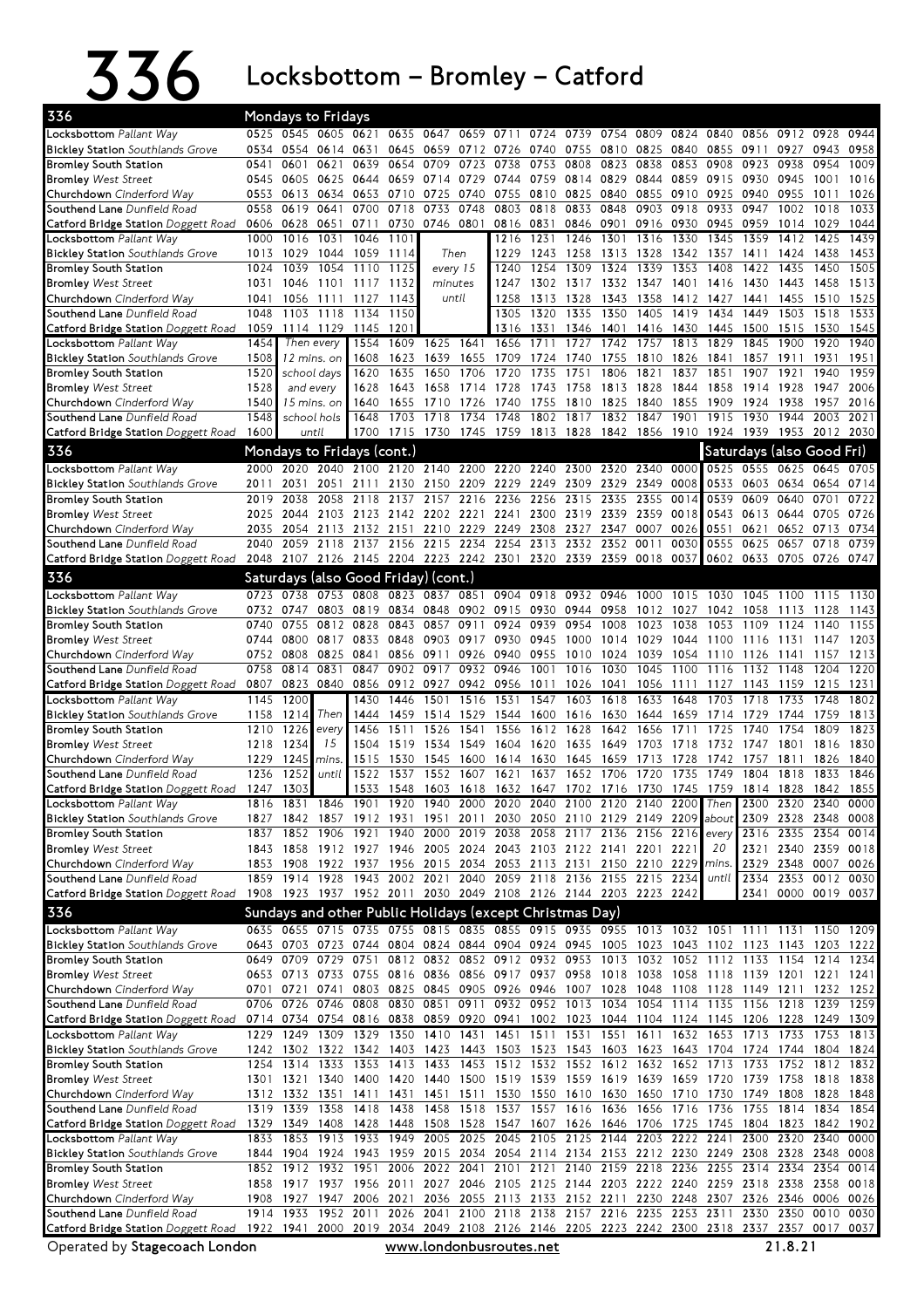# 336 Locksbottom – Bromley – Catford

## Mondays to Fridays

| 336 | | | | | | | | | | | | | | | | | | |
|---|---|---|---|---|---|---|---|---|---|---|---|---|---|---|---|---|---|---|
| Locksbottom *Pallant Way* | 0525 | 0545 | 0605 | 0621 | 0635 | 0647 | 0659 | 0711 | 0724 | 0739 | 0754 | 0809 | 0824 | 0840 | 0856 | 0912 | 0928 | 0944 |
| Bickley Station *Southlands Grove* | 0534 | 0554 | 0614 | 0631 | 0645 | 0659 | 0712 | 0726 | 0740 | 0755 | 0810 | 0825 | 0840 | 0855 | 0911 | 0927 | 0943 | 0958 |
| Bromley South Station | 0541 | 0601 | 0621 | 0639 | 0654 | 0709 | 0723 | 0738 | 0753 | 0808 | 0823 | 0838 | 0853 | 0908 | 0923 | 0938 | 0954 | 1009 |
| Bromley *West Street* | 0545 | 0605 | 0625 | 0644 | 0659 | 0714 | 0729 | 0744 | 0759 | 0814 | 0829 | 0844 | 0859 | 0915 | 0930 | 0945 | 1001 | 1016 |
| Churchdown *Cinderford Way* | 0553 | 0613 | 0634 | 0653 | 0710 | 0725 | 0740 | 0755 | 0810 | 0825 | 0840 | 0855 | 0910 | 0925 | 0940 | 0955 | 1011 | 1026 |
| Southend Lane *Dunfield Road* | 0558 | 0619 | 0641 | 0700 | 0718 | 0733 | 0748 | 0803 | 0818 | 0833 | 0848 | 0903 | 0918 | 0933 | 0947 | 1002 | 1018 | 1033 |
| Catford Bridge Station *Doggett Road* | 0606 | 0628 | 0651 | 0711 | 0730 | 0746 | 0801 | 0816 | 0831 | 0846 | 0901 | 0916 | 0930 | 0945 | 0959 | 1014 | 1029 | 1044 |

| 336 | | | | | | | | | | | | | | | | | |
|---|---|---|---|---|---|---|---|---|---|---|---|---|---|---|---|---|---|
| Locksbottom *Pallant Way* | 1000 | 1016 | 1031 | 1046 | 1101 | | 1216 | 1231 | 1246 | 1301 | 1316 | 1330 | 1345 | 1359 | 1412 | 1425 | 1439 |
| Bickley Station *Southlands Grove* | 1013 | 1029 | 1044 | 1059 | 1114 | Then | 1229 | 1243 | 1258 | 1313 | 1328 | 1342 | 1357 | 1411 | 1424 | 1438 | 1453 |
| Bromley South Station | 1024 | 1039 | 1054 | 1110 | 1125 | every 15 | 1240 | 1254 | 1309 | 1324 | 1339 | 1353 | 1408 | 1422 | 1435 | 1450 | 1505 |
| Bromley *West Street* | 1031 | 1046 | 1101 | 1117 | 1132 | minutes | 1247 | 1302 | 1317 | 1332 | 1347 | 1401 | 1416 | 1430 | 1443 | 1458 | 1513 |
| Churchdown *Cinderford Way* | 1041 | 1056 | 1111 | 1127 | 1143 | until | 1258 | 1313 | 1328 | 1343 | 1358 | 1412 | 1427 | 1441 | 1455 | 1510 | 1525 |
| Southend Lane *Dunfield Road* | 1048 | 1103 | 1118 | 1134 | 1150 | | 1305 | 1320 | 1335 | 1350 | 1405 | 1419 | 1434 | 1449 | 1503 | 1518 | 1533 |
| Catford Bridge Station *Doggett Road* | 1059 | 1114 | 1129 | 1145 | 1201 | | 1316 | 1331 | 1346 | 1401 | 1416 | 1430 | 1445 | 1500 | 1515 | 1530 | 1545 |

| 336 | | | | | | | | | | | | | | | | | |
|---|---|---|---|---|---|---|---|---|---|---|---|---|---|---|---|---|---|
| Locksbottom *Pallant Way* | 1454 | Then every | 1554 | 1609 | 1625 | 1641 | 1656 | 1711 | 1727 | 1742 | 1757 | 1813 | 1829 | 1845 | 1900 | 1920 | 1940 |
| Bickley Station *Southlands Grove* | 1508 | 12 mins. on | 1608 | 1623 | 1639 | 1655 | 1709 | 1724 | 1740 | 1755 | 1810 | 1826 | 1841 | 1857 | 1911 | 1931 | 1951 |
| Bromley South Station | 1520 | school days | 1620 | 1635 | 1650 | 1706 | 1720 | 1735 | 1751 | 1806 | 1821 | 1837 | 1851 | 1907 | 1921 | 1940 | 1959 |
| Bromley *West Street* | 1528 | and every | 1628 | 1643 | 1658 | 1714 | 1728 | 1743 | 1758 | 1813 | 1828 | 1844 | 1858 | 1914 | 1928 | 1947 | 2006 |
| Churchdown *Cinderford Way* | 1540 | 15 mins. on | 1640 | 1655 | 1710 | 1726 | 1740 | 1755 | 1810 | 1825 | 1840 | 1855 | 1909 | 1924 | 1938 | 1957 | 2016 |
| Southend Lane *Dunfield Road* | 1548 | school hols | 1648 | 1703 | 1718 | 1734 | 1748 | 1802 | 1817 | 1832 | 1847 | 1901 | 1915 | 1930 | 1944 | 2003 | 2021 |
| Catford Bridge Station *Doggett Road* | 1600 | until | 1700 | 1715 | 1730 | 1745 | 1759 | 1813 | 1828 | 1842 | 1856 | 1910 | 1924 | 1939 | 1953 | 2012 | 2030 |

## Mondays to Fridays (cont.) / Saturdays (also Good Fri)

| 336 | Mon–Fri | | | | | | | | | | | | | Sat | | | | |
|---|---|---|---|---|---|---|---|---|---|---|---|---|---|---|---|---|---|---|
| Locksbottom *Pallant Way* | 2000 | 2020 | 2040 | 2100 | 2120 | 2140 | 2200 | 2220 | 2240 | 2300 | 2320 | 2340 | 0000 | 0525 | 0555 | 0625 | 0645 | 0705 |
| Bickley Station *Southlands Grove* | 2011 | 2031 | 2051 | 2111 | 2130 | 2150 | 2209 | 2229 | 2249 | 2309 | 2329 | 2349 | 0008 | 0533 | 0603 | 0634 | 0654 | 0714 |
| Bromley South Station | 2019 | 2038 | 2058 | 2118 | 2137 | 2157 | 2216 | 2236 | 2256 | 2315 | 2335 | 2355 | 0014 | 0539 | 0609 | 0640 | 0701 | 0722 |
| Bromley *West Street* | 2025 | 2044 | 2103 | 2123 | 2142 | 2202 | 2221 | 2241 | 2300 | 2319 | 2339 | 2359 | 0018 | 0543 | 0613 | 0644 | 0705 | 0726 |
| Churchdown *Cinderford Way* | 2035 | 2054 | 2113 | 2132 | 2151 | 2210 | 2229 | 2249 | 2308 | 2327 | 2347 | 0007 | 0026 | 0551 | 0621 | 0652 | 0713 | 0734 |
| Southend Lane *Dunfield Road* | 2040 | 2059 | 2118 | 2137 | 2156 | 2215 | 2234 | 2254 | 2313 | 2332 | 2352 | 0011 | 0030 | 0555 | 0625 | 0657 | 0718 | 0739 |
| Catford Bridge Station *Doggett Road* | 2048 | 2107 | 2126 | 2145 | 2204 | 2223 | 2242 | 2301 | 2320 | 2339 | 2359 | 0018 | 0037 | 0602 | 0633 | 0705 | 0726 | 0747 |

## Saturdays (also Good Friday) (cont.)

| 336 | | | | | | | | | | | | | | | | | | |
|---|---|---|---|---|---|---|---|---|---|---|---|---|---|---|---|---|---|---|
| Locksbottom *Pallant Way* | 0723 | 0738 | 0753 | 0808 | 0823 | 0837 | 0851 | 0904 | 0918 | 0932 | 0946 | 1000 | 1015 | 1030 | 1045 | 1100 | 1115 | 1130 |
| Bickley Station *Southlands Grove* | 0732 | 0747 | 0803 | 0819 | 0834 | 0848 | 0902 | 0915 | 0930 | 0944 | 0958 | 1012 | 1027 | 1042 | 1058 | 1113 | 1128 | 1143 |
| Bromley South Station | 0740 | 0755 | 0812 | 0828 | 0843 | 0857 | 0911 | 0924 | 0939 | 0954 | 1008 | 1023 | 1038 | 1053 | 1109 | 1124 | 1140 | 1155 |
| Bromley *West Street* | 0744 | 0800 | 0817 | 0833 | 0848 | 0903 | 0917 | 0930 | 0945 | 1000 | 1014 | 1029 | 1044 | 1100 | 1116 | 1131 | 1147 | 1203 |
| Churchdown *Cinderford Way* | 0752 | 0808 | 0825 | 0841 | 0856 | 0911 | 0926 | 0940 | 0955 | 1010 | 1024 | 1039 | 1054 | 1110 | 1126 | 1141 | 1157 | 1213 |
| Southend Lane *Dunfield Road* | 0758 | 0814 | 0831 | 0847 | 0902 | 0917 | 0932 | 0946 | 1001 | 1016 | 1030 | 1045 | 1100 | 1116 | 1132 | 1148 | 1204 | 1220 |
| Catford Bridge Station *Doggett Road* | 0807 | 0823 | 0840 | 0856 | 0912 | 0927 | 0942 | 0956 | 1011 | 1026 | 1041 | 1056 | 1111 | 1127 | 1143 | 1159 | 1215 | 1231 |

| 336 | | | | | | | | | | | | | | | | | | |
|---|---|---|---|---|---|---|---|---|---|---|---|---|---|---|---|---|---|---|
| Locksbottom *Pallant Way* | 1145 | 1200 | | 1430 | 1446 | 1501 | 1516 | 1531 | 1547 | 1603 | 1618 | 1633 | 1648 | 1703 | 1718 | 1733 | 1748 | 1802 |
| Bickley Station *Southlands Grove* | 1158 | 1214 | Then | 1444 | 1459 | 1514 | 1529 | 1544 | 1600 | 1616 | 1630 | 1644 | 1659 | 1714 | 1729 | 1744 | 1759 | 1813 |
| Bromley South Station | 1210 | 1226 | every | 1456 | 1511 | 1526 | 1541 | 1556 | 1612 | 1628 | 1642 | 1656 | 1711 | 1725 | 1740 | 1754 | 1809 | 1823 |
| Bromley *West Street* | 1218 | 1234 | 15 | 1504 | 1519 | 1534 | 1549 | 1604 | 1620 | 1635 | 1649 | 1703 | 1718 | 1732 | 1747 | 1801 | 1816 | 1830 |
| Churchdown *Cinderford Way* | 1229 | 1245 | mins. | 1515 | 1530 | 1545 | 1600 | 1614 | 1630 | 1645 | 1659 | 1713 | 1728 | 1742 | 1757 | 1811 | 1826 | 1840 |
| Southend Lane *Dunfield Road* | 1236 | 1252 | until | 1522 | 1537 | 1552 | 1607 | 1621 | 1637 | 1652 | 1706 | 1720 | 1735 | 1749 | 1804 | 1818 | 1833 | 1846 |
| Catford Bridge Station *Doggett Road* | 1247 | 1303 | | 1533 | 1548 | 1603 | 1618 | 1632 | 1647 | 1702 | 1716 | 1730 | 1745 | 1759 | 1814 | 1828 | 1842 | 1855 |

| 336 | | | | | | | | | | | | | | | | | | |
|---|---|---|---|---|---|---|---|---|---|---|---|---|---|---|---|---|---|---|
| Locksbottom *Pallant Way* | 1816 | 1831 | 1846 | 1901 | 1920 | 1940 | 2000 | 2020 | 2040 | 2100 | 2120 | 2140 | 2200 | Then | 2300 | 2320 | 2340 | 0000 |
| Bickley Station *Southlands Grove* | 1827 | 1842 | 1857 | 1912 | 1931 | 1951 | 2011 | 2030 | 2050 | 2110 | 2129 | 2149 | 2209 | about | 2309 | 2328 | 2348 | 0008 |
| Bromley South Station | 1837 | 1852 | 1906 | 1921 | 1940 | 2000 | 2019 | 2038 | 2058 | 2117 | 2136 | 2156 | 2216 | every | 2316 | 2335 | 2354 | 0014 |
| Bromley *West Street* | 1843 | 1858 | 1912 | 1927 | 1946 | 2005 | 2024 | 2043 | 2103 | 2122 | 2141 | 2201 | 2221 | 20 | 2321 | 2340 | 2359 | 0018 |
| Churchdown *Cinderford Way* | 1853 | 1908 | 1922 | 1937 | 1956 | 2015 | 2034 | 2053 | 2113 | 2131 | 2150 | 2210 | 2229 | mins. | 2329 | 2348 | 0007 | 0026 |
| Southend Lane *Dunfield Road* | 1859 | 1914 | 1928 | 1943 | 2002 | 2021 | 2040 | 2059 | 2118 | 2136 | 2155 | 2215 | 2234 | until | 2334 | 2353 | 0012 | 0030 |
| Catford Bridge Station *Doggett Road* | 1908 | 1923 | 1937 | 1952 | 2011 | 2030 | 2049 | 2108 | 2126 | 2144 | 2203 | 2223 | 2242 | | 2341 | 0000 | 0019 | 0037 |

## Sundays and other Public Holidays (except Christmas Day)

| 336 | | | | | | | | | | | | | | | | | | |
|---|---|---|---|---|---|---|---|---|---|---|---|---|---|---|---|---|---|---|
| Locksbottom *Pallant Way* | 0635 | 0655 | 0715 | 0735 | 0755 | 0815 | 0835 | 0855 | 0915 | 0935 | 0955 | 1013 | 1032 | 1051 | 1111 | 1131 | 1150 | 1209 |
| Bickley Station *Southlands Grove* | 0643 | 0703 | 0723 | 0744 | 0804 | 0824 | 0844 | 0904 | 0924 | 0945 | 1005 | 1023 | 1043 | 1102 | 1123 | 1143 | 1203 | 1222 |
| Bromley South Station | 0649 | 0709 | 0729 | 0751 | 0812 | 0832 | 0852 | 0912 | 0932 | 0953 | 1013 | 1032 | 1052 | 1112 | 1133 | 1154 | 1214 | 1234 |
| Bromley *West Street* | 0653 | 0713 | 0733 | 0755 | 0816 | 0836 | 0856 | 0917 | 0937 | 0958 | 1018 | 1038 | 1058 | 1118 | 1139 | 1201 | 1221 | 1241 |
| Churchdown *Cinderford Way* | 0701 | 0721 | 0741 | 0803 | 0825 | 0845 | 0905 | 0926 | 0946 | 1007 | 1028 | 1048 | 1108 | 1128 | 1149 | 1211 | 1232 | 1252 |
| Southend Lane *Dunfield Road* | 0706 | 0726 | 0746 | 0808 | 0830 | 0851 | 0911 | 0932 | 0952 | 1013 | 1034 | 1054 | 1114 | 1135 | 1156 | 1218 | 1239 | 1259 |
| Catford Bridge Station *Doggett Road* | 0714 | 0734 | 0754 | 0816 | 0838 | 0859 | 0920 | 0941 | 1002 | 1023 | 1044 | 1104 | 1124 | 1145 | 1206 | 1228 | 1249 | 1309 |

| 336 | | | | | | | | | | | | | | | | | | |
|---|---|---|---|---|---|---|---|---|---|---|---|---|---|---|---|---|---|---|
| Locksbottom *Pallant Way* | 1229 | 1249 | 1309 | 1329 | 1350 | 1410 | 1431 | 1451 | 1511 | 1531 | 1551 | 1611 | 1632 | 1653 | 1713 | 1733 | 1753 | 1813 |
| Bickley Station *Southlands Grove* | 1242 | 1302 | 1322 | 1342 | 1403 | 1423 | 1443 | 1503 | 1523 | 1543 | 1603 | 1623 | 1643 | 1704 | 1724 | 1744 | 1804 | 1824 |
| Bromley South Station | 1254 | 1314 | 1333 | 1353 | 1413 | 1433 | 1453 | 1512 | 1532 | 1552 | 1612 | 1632 | 1652 | 1713 | 1733 | 1752 | 1812 | 1832 |
| Bromley *West Street* | 1301 | 1321 | 1340 | 1400 | 1420 | 1440 | 1500 | 1519 | 1539 | 1559 | 1619 | 1639 | 1659 | 1720 | 1739 | 1758 | 1818 | 1838 |
| Churchdown *Cinderford Way* | 1312 | 1332 | 1351 | 1411 | 1431 | 1451 | 1511 | 1530 | 1550 | 1610 | 1630 | 1650 | 1710 | 1730 | 1749 | 1808 | 1828 | 1848 |
| Southend Lane *Dunfield Road* | 1319 | 1339 | 1358 | 1418 | 1438 | 1458 | 1518 | 1537 | 1557 | 1616 | 1636 | 1656 | 1716 | 1736 | 1755 | 1814 | 1834 | 1854 |
| Catford Bridge Station *Doggett Road* | 1329 | 1349 | 1408 | 1428 | 1448 | 1508 | 1528 | 1547 | 1607 | 1626 | 1646 | 1706 | 1725 | 1745 | 1804 | 1823 | 1842 | 1902 |

| 336 | | | | | | | | | | | | | | | | | | |
|---|---|---|---|---|---|---|---|---|---|---|---|---|---|---|---|---|---|---|
| Locksbottom *Pallant Way* | 1833 | 1853 | 1913 | 1933 | 1949 | 2005 | 2025 | 2045 | 2105 | 2125 | 2144 | 2203 | 2222 | 2241 | 2300 | 2320 | 2340 | 0000 |
| Bickley Station *Southlands Grove* | 1844 | 1904 | 1924 | 1943 | 1959 | 2015 | 2034 | 2054 | 2114 | 2134 | 2153 | 2212 | 2230 | 2249 | 2308 | 2328 | 2348 | 0008 |
| Bromley South Station | 1852 | 1912 | 1932 | 1951 | 2006 | 2022 | 2041 | 2101 | 2121 | 2140 | 2159 | 2218 | 2236 | 2255 | 2314 | 2334 | 2354 | 0014 |
| Bromley *West Street* | 1858 | 1917 | 1937 | 1956 | 2011 | 2027 | 2046 | 2105 | 2125 | 2144 | 2203 | 2222 | 2240 | 2259 | 2318 | 2338 | 2358 | 0018 |
| Churchdown *Cinderford Way* | 1908 | 1927 | 1947 | 2006 | 2021 | 2036 | 2055 | 2113 | 2133 | 2152 | 2211 | 2230 | 2248 | 2307 | 2326 | 2346 | 0006 | 0026 |
| Southend Lane *Dunfield Road* | 1914 | 1933 | 1952 | 2011 | 2026 | 2041 | 2100 | 2118 | 2138 | 2157 | 2216 | 2235 | 2253 | 2311 | 2330 | 2350 | 0010 | 0030 |
| Catford Bridge Station *Doggett Road* | 1922 | 1941 | 2000 | 2019 | 2034 | 2049 | 2108 | 2126 | 2146 | 2205 | 2223 | 2242 | 2300 | 2318 | 2337 | 2357 | 0017 | 0037 |

Operated by **Stagecoach London** www.londonbusroutes.net 21.8.21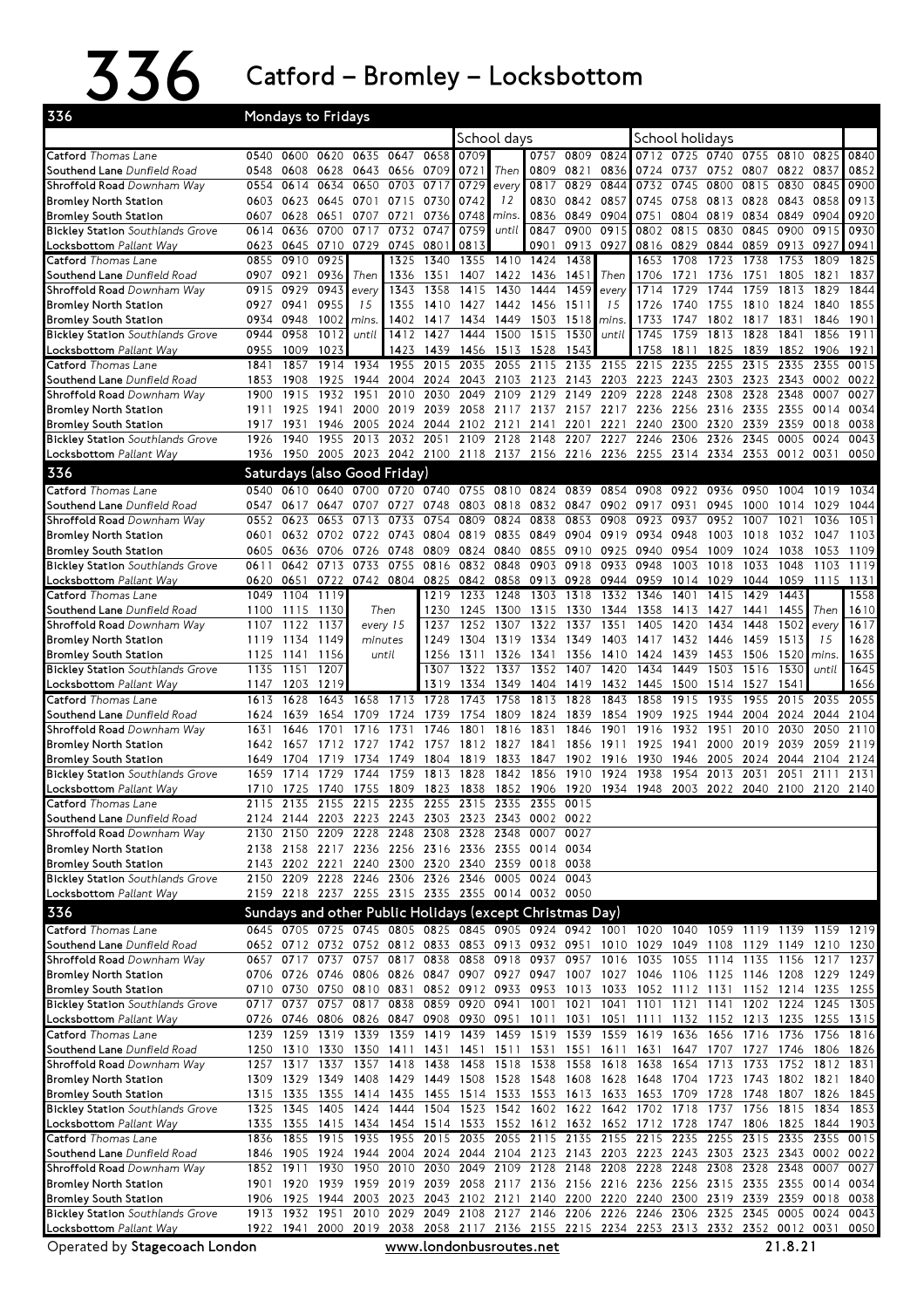# 336 Catford – Bromley – Locksbottom

## Mondays to Fridays

| | | | | | | | School days | | | | | School holidays | | | | | | |
|---|---|---|---|---|---|---|---|---|---|---|---|---|---|---|---|---|---|---|
| **Catford** *Thomas Lane* | 0540 | 0600 | 0620 | 0635 | 0647 | 0658 | 0709 | | 0757 | 0809 | 0824 | 0712 | 0725 | 0740 | 0755 | 0810 | 0825 | 0840 |
| **Southend Lane** *Dunfield Road* | 0548 | 0608 | 0628 | 0643 | 0656 | 0709 | 0721 | Then | 0809 | 0821 | 0836 | 0724 | 0737 | 0752 | 0807 | 0822 | 0837 | 0852 |
| **Shroffold Road** *Downham Way* | 0554 | 0614 | 0634 | 0650 | 0703 | 0717 | 0729 | every | 0817 | 0829 | 0844 | 0732 | 0745 | 0800 | 0815 | 0830 | 0845 | 0900 |
| **Bromley North Station** | 0603 | 0623 | 0645 | 0701 | 0715 | 0730 | 0742 | 12 | 0830 | 0842 | 0857 | 0745 | 0758 | 0813 | 0828 | 0843 | 0858 | 0913 |
| **Bromley South Station** | 0607 | 0628 | 0651 | 0707 | 0721 | 0736 | 0748 | mins. | 0836 | 0849 | 0904 | 0751 | 0804 | 0819 | 0834 | 0849 | 0904 | 0920 |
| **Bickley Station** *Southlands Grove* | 0614 | 0636 | 0700 | 0717 | 0732 | 0747 | 0759 | until | 0847 | 0900 | 0915 | 0802 | 0815 | 0830 | 0845 | 0900 | 0915 | 0930 |
| **Locksbottom** *Pallant Way* | 0623 | 0645 | 0710 | 0729 | 0745 | 0801 | 0813 | | 0901 | 0913 | 0927 | 0816 | 0829 | 0844 | 0859 | 0913 | 0927 | 0941 |

| | | | | | | | | | | | | | | | | | | |
|---|---|---|---|---|---|---|---|---|---|---|---|---|---|---|---|---|---|---|
| **Catford** *Thomas Lane* | 0855 | 0910 | 0925 | | 1325 | 1340 | 1355 | 1410 | 1424 | 1438 | | 1653 | 1708 | 1723 | 1738 | 1753 | 1809 | 1825 |
| **Southend Lane** *Dunfield Road* | 0907 | 0921 | 0936 | Then | 1336 | 1351 | 1407 | 1422 | 1436 | 1451 | Then | 1706 | 1721 | 1736 | 1751 | 1805 | 1821 | 1837 |
| **Shroffold Road** *Downham Way* | 0915 | 0929 | 0943 | every | 1343 | 1358 | 1415 | 1430 | 1444 | 1459 | every | 1714 | 1729 | 1744 | 1759 | 1813 | 1829 | 1844 |
| **Bromley North Station** | 0927 | 0941 | 0955 | 15 | 1355 | 1410 | 1427 | 1442 | 1456 | 1511 | 15 | 1726 | 1740 | 1755 | 1810 | 1824 | 1840 | 1855 |
| **Bromley South Station** | 0934 | 0948 | 1002 | mins. | 1402 | 1417 | 1434 | 1449 | 1503 | 1518 | mins. | 1733 | 1747 | 1802 | 1817 | 1831 | 1846 | 1901 |
| **Bickley Station** *Southlands Grove* | 0944 | 0958 | 1012 | until | 1412 | 1427 | 1444 | 1500 | 1515 | 1530 | until | 1745 | 1759 | 1813 | 1828 | 1841 | 1856 | 1911 |
| **Locksbottom** *Pallant Way* | 0955 | 1009 | 1023 | | 1423 | 1439 | 1456 | 1513 | 1528 | 1543 | | 1758 | 1811 | 1825 | 1839 | 1852 | 1906 | 1921 |

| | | | | | | | | | | | | | | | | | | |
|---|---|---|---|---|---|---|---|---|---|---|---|---|---|---|---|---|---|---|
| **Catford** *Thomas Lane* | 1841 | 1857 | 1914 | 1934 | 1955 | 2015 | 2035 | 2055 | 2115 | 2135 | 2155 | 2215 | 2235 | 2255 | 2315 | 2335 | 2355 | 0015 |
| **Southend Lane** *Dunfield Road* | 1853 | 1908 | 1925 | 1944 | 2004 | 2024 | 2043 | 2103 | 2123 | 2143 | 2203 | 2223 | 2243 | 2303 | 2323 | 2343 | 0002 | 0022 |
| **Shroffold Road** *Downham Way* | 1900 | 1915 | 1932 | 1951 | 2010 | 2030 | 2049 | 2109 | 2129 | 2149 | 2209 | 2228 | 2248 | 2308 | 2328 | 2348 | 0007 | 0027 |
| **Bromley North Station** | 1911 | 1925 | 1941 | 2000 | 2019 | 2039 | 2058 | 2117 | 2137 | 2157 | 2217 | 2236 | 2256 | 2316 | 2335 | 2355 | 0014 | 0034 |
| **Bromley South Station** | 1917 | 1931 | 1946 | 2005 | 2024 | 2044 | 2102 | 2121 | 2141 | 2201 | 2221 | 2240 | 2300 | 2320 | 2339 | 2359 | 0018 | 0038 |
| **Bickley Station** *Southlands Grove* | 1926 | 1940 | 1955 | 2013 | 2032 | 2051 | 2109 | 2128 | 2148 | 2207 | 2227 | 2246 | 2306 | 2326 | 2345 | 0005 | 0024 | 0043 |
| **Locksbottom** *Pallant Way* | 1936 | 1950 | 2005 | 2023 | 2042 | 2100 | 2118 | 2137 | 2156 | 2216 | 2236 | 2255 | 2314 | 2334 | 2353 | 0012 | 0031 | 0050 |

## Saturdays (also Good Friday)

| | | | | | | | | | | | | | | | | | | |
|---|---|---|---|---|---|---|---|---|---|---|---|---|---|---|---|---|---|---|
| **Catford** *Thomas Lane* | 0540 | 0610 | 0640 | 0700 | 0720 | 0740 | 0755 | 0810 | 0824 | 0839 | 0854 | 0908 | 0922 | 0936 | 0950 | 1004 | 1019 | 1034 |
| **Southend Lane** *Dunfield Road* | 0547 | 0617 | 0647 | 0707 | 0727 | 0748 | 0803 | 0818 | 0832 | 0847 | 0902 | 0917 | 0931 | 0945 | 1000 | 1014 | 1029 | 1044 |
| **Shroffold Road** *Downham Way* | 0552 | 0623 | 0653 | 0713 | 0733 | 0754 | 0809 | 0824 | 0838 | 0853 | 0908 | 0923 | 0937 | 0952 | 1007 | 1021 | 1036 | 1051 |
| **Bromley North Station** | 0601 | 0632 | 0702 | 0722 | 0743 | 0804 | 0819 | 0835 | 0849 | 0904 | 0919 | 0934 | 0948 | 1003 | 1018 | 1032 | 1047 | 1103 |
| **Bromley South Station** | 0605 | 0636 | 0706 | 0726 | 0748 | 0809 | 0824 | 0840 | 0855 | 0910 | 0925 | 0940 | 0954 | 1009 | 1024 | 1038 | 1053 | 1109 |
| **Bickley Station** *Southlands Grove* | 0611 | 0642 | 0713 | 0733 | 0755 | 0816 | 0832 | 0848 | 0903 | 0918 | 0933 | 0948 | 1003 | 1018 | 1033 | 1048 | 1103 | 1119 |
| **Locksbottom** *Pallant Way* | 0620 | 0651 | 0722 | 0742 | 0804 | 0825 | 0842 | 0858 | 0913 | 0928 | 0944 | 0959 | 1014 | 1029 | 1044 | 1059 | 1115 | 1131 |

| | | | | | | | | | | | | | | | | | |
|---|---|---|---|---|---|---|---|---|---|---|---|---|---|---|---|---|---|
| **Catford** *Thomas Lane* | 1049 | 1104 | 1119 | | 1219 | 1233 | 1248 | 1303 | 1318 | 1332 | 1346 | 1401 | 1415 | 1429 | 1443 | | 1558 |
| **Southend Lane** *Dunfield Road* | 1100 | 1115 | 1130 | Then | 1230 | 1245 | 1300 | 1315 | 1330 | 1344 | 1358 | 1413 | 1427 | 1441 | 1455 | Then | 1610 |
| **Shroffold Road** *Downham Way* | 1107 | 1122 | 1137 | every 15 | 1237 | 1252 | 1307 | 1322 | 1337 | 1351 | 1405 | 1420 | 1434 | 1448 | 1502 | every | 1617 |
| **Bromley North Station** | 1119 | 1134 | 1149 | minutes | 1249 | 1304 | 1319 | 1334 | 1349 | 1403 | 1417 | 1432 | 1446 | 1459 | 1513 | 15 | 1628 |
| **Bromley South Station** | 1125 | 1141 | 1156 | until | 1256 | 1311 | 1326 | 1341 | 1356 | 1410 | 1424 | 1439 | 1453 | 1506 | 1520 | mins. | 1635 |
| **Bickley Station** *Southlands Grove* | 1135 | 1151 | 1207 | | 1307 | 1322 | 1337 | 1352 | 1407 | 1420 | 1434 | 1449 | 1503 | 1516 | 1530 | until | 1645 |
| **Locksbottom** *Pallant Way* | 1147 | 1203 | 1219 | | 1319 | 1334 | 1349 | 1404 | 1419 | 1432 | 1445 | 1500 | 1514 | 1527 | 1541 | | 1656 |

| | | | | | | | | | | | | | | | | | | |
|---|---|---|---|---|---|---|---|---|---|---|---|---|---|---|---|---|---|---|
| **Catford** *Thomas Lane* | 1613 | 1628 | 1643 | 1658 | 1713 | 1728 | 1743 | 1758 | 1813 | 1828 | 1843 | 1858 | 1915 | 1935 | 1955 | 2015 | 2035 | 2055 |
| **Southend Lane** *Dunfield Road* | 1624 | 1639 | 1654 | 1709 | 1724 | 1739 | 1754 | 1809 | 1824 | 1839 | 1854 | 1909 | 1925 | 1944 | 2004 | 2024 | 2044 | 2104 |
| **Shroffold Road** *Downham Way* | 1631 | 1646 | 1701 | 1716 | 1731 | 1746 | 1801 | 1816 | 1831 | 1846 | 1901 | 1916 | 1932 | 1951 | 2010 | 2030 | 2050 | 2110 |
| **Bromley North Station** | 1642 | 1657 | 1712 | 1727 | 1742 | 1757 | 1812 | 1827 | 1841 | 1856 | 1911 | 1925 | 1941 | 2000 | 2019 | 2039 | 2059 | 2119 |
| **Bromley South Station** | 1649 | 1704 | 1719 | 1734 | 1749 | 1804 | 1819 | 1833 | 1847 | 1902 | 1916 | 1930 | 1946 | 2005 | 2024 | 2044 | 2104 | 2124 |
| **Bickley Station** *Southlands Grove* | 1659 | 1714 | 1729 | 1744 | 1759 | 1813 | 1828 | 1842 | 1856 | 1910 | 1924 | 1938 | 1954 | 2013 | 2031 | 2051 | 2111 | 2131 |
| **Locksbottom** *Pallant Way* | 1710 | 1725 | 1740 | 1755 | 1809 | 1823 | 1838 | 1852 | 1906 | 1920 | 1934 | 1948 | 2003 | 2022 | 2040 | 2100 | 2120 | 2140 |

| | | | | | | | | | | |
|---|---|---|---|---|---|---|---|---|---|---|
| **Catford** *Thomas Lane* | 2115 | 2135 | 2155 | 2215 | 2235 | 2255 | 2315 | 2335 | 2355 | 0015 |
| **Southend Lane** *Dunfield Road* | 2124 | 2144 | 2203 | 2223 | 2243 | 2303 | 2323 | 2343 | 0002 | 0022 |
| **Shroffold Road** *Downham Way* | 2130 | 2150 | 2209 | 2228 | 2248 | 2308 | 2328 | 2348 | 0007 | 0027 |
| **Bromley North Station** | 2138 | 2158 | 2217 | 2236 | 2256 | 2316 | 2336 | 2355 | 0014 | 0034 |
| **Bromley South Station** | 2143 | 2202 | 2221 | 2240 | 2300 | 2320 | 2340 | 2359 | 0018 | 0038 |
| **Bickley Station** *Southlands Grove* | 2150 | 2209 | 2228 | 2246 | 2306 | 2326 | 2346 | 0005 | 0024 | 0043 |
| **Locksbottom** *Pallant Way* | 2159 | 2218 | 2237 | 2255 | 2315 | 2335 | 2355 | 0014 | 0032 | 0050 |

## Sundays and other Public Holidays (except Christmas Day)

| | | | | | | | | | | | | | | | | | | |
|---|---|---|---|---|---|---|---|---|---|---|---|---|---|---|---|---|---|---|
| **Catford** *Thomas Lane* | 0645 | 0705 | 0725 | 0745 | 0805 | 0825 | 0845 | 0905 | 0924 | 0942 | 1001 | 1020 | 1040 | 1059 | 1119 | 1139 | 1159 | 1219 |
| **Southend Lane** *Dunfield Road* | 0652 | 0712 | 0732 | 0752 | 0812 | 0833 | 0853 | 0913 | 0932 | 0951 | 1010 | 1029 | 1049 | 1108 | 1129 | 1149 | 1210 | 1230 |
| **Shroffold Road** *Downham Way* | 0657 | 0717 | 0737 | 0757 | 0817 | 0838 | 0858 | 0918 | 0937 | 0957 | 1016 | 1035 | 1055 | 1114 | 1135 | 1156 | 1217 | 1237 |
| **Bromley North Station** | 0706 | 0726 | 0746 | 0806 | 0826 | 0847 | 0907 | 0927 | 0947 | 1007 | 1027 | 1046 | 1106 | 1125 | 1146 | 1208 | 1229 | 1249 |
| **Bromley South Station** | 0710 | 0730 | 0750 | 0810 | 0831 | 0852 | 0912 | 0933 | 0953 | 1013 | 1033 | 1052 | 1112 | 1131 | 1152 | 1214 | 1235 | 1255 |
| **Bickley Station** *Southlands Grove* | 0717 | 0737 | 0757 | 0817 | 0838 | 0859 | 0920 | 0941 | 1001 | 1021 | 1041 | 1101 | 1121 | 1141 | 1202 | 1224 | 1245 | 1305 |
| **Locksbottom** *Pallant Way* | 0726 | 0746 | 0806 | 0826 | 0847 | 0908 | 0930 | 0951 | 1011 | 1031 | 1051 | 1111 | 1132 | 1152 | 1213 | 1235 | 1255 | 1315 |

| | | | | | | | | | | | | | | | | | | |
|---|---|---|---|---|---|---|---|---|---|---|---|---|---|---|---|---|---|---|
| **Catford** *Thomas Lane* | 1239 | 1259 | 1319 | 1339 | 1359 | 1419 | 1439 | 1459 | 1519 | 1539 | 1559 | 1619 | 1636 | 1656 | 1716 | 1736 | 1756 | 1816 |
| **Southend Lane** *Dunfield Road* | 1250 | 1310 | 1330 | 1350 | 1411 | 1431 | 1451 | 1511 | 1531 | 1551 | 1611 | 1631 | 1647 | 1707 | 1727 | 1746 | 1806 | 1826 |
| **Shroffold Road** *Downham Way* | 1257 | 1317 | 1337 | 1357 | 1418 | 1438 | 1458 | 1518 | 1538 | 1558 | 1618 | 1638 | 1654 | 1713 | 1733 | 1752 | 1812 | 1831 |
| **Bromley North Station** | 1309 | 1329 | 1349 | 1408 | 1429 | 1449 | 1508 | 1528 | 1548 | 1608 | 1628 | 1648 | 1704 | 1723 | 1743 | 1802 | 1821 | 1840 |
| **Bromley South Station** | 1315 | 1335 | 1355 | 1414 | 1435 | 1455 | 1514 | 1533 | 1553 | 1613 | 1633 | 1653 | 1709 | 1728 | 1748 | 1807 | 1826 | 1845 |
| **Bickley Station** *Southlands Grove* | 1325 | 1345 | 1405 | 1424 | 1444 | 1504 | 1523 | 1542 | 1602 | 1622 | 1642 | 1702 | 1718 | 1737 | 1756 | 1815 | 1834 | 1853 |
| **Locksbottom** *Pallant Way* | 1335 | 1355 | 1415 | 1434 | 1454 | 1514 | 1533 | 1552 | 1612 | 1632 | 1652 | 1712 | 1728 | 1747 | 1806 | 1825 | 1844 | 1903 |

| | | | | | | | | | | | | | | | | | | |
|---|---|---|---|---|---|---|---|---|---|---|---|---|---|---|---|---|---|---|
| **Catford** *Thomas Lane* | 1836 | 1855 | 1915 | 1935 | 1955 | 2015 | 2035 | 2055 | 2115 | 2135 | 2155 | 2215 | 2235 | 2255 | 2315 | 2335 | 2355 | 0015 |
| **Southend Lane** *Dunfield Road* | 1846 | 1905 | 1924 | 1944 | 2004 | 2024 | 2044 | 2104 | 2123 | 2143 | 2203 | 2223 | 2243 | 2303 | 2323 | 2343 | 0002 | 0022 |
| **Shroffold Road** *Downham Way* | 1852 | 1911 | 1930 | 1950 | 2010 | 2030 | 2049 | 2109 | 2128 | 2148 | 2208 | 2228 | 2248 | 2308 | 2328 | 2348 | 0007 | 0027 |
| **Bromley North Station** | 1901 | 1920 | 1939 | 1959 | 2019 | 2039 | 2058 | 2117 | 2136 | 2156 | 2216 | 2236 | 2256 | 2315 | 2335 | 2355 | 0014 | 0034 |
| **Bromley South Station** | 1906 | 1925 | 1944 | 2003 | 2023 | 2043 | 2102 | 2121 | 2140 | 2200 | 2220 | 2240 | 2300 | 2319 | 2339 | 2359 | 0018 | 0038 |
| **Bickley Station** *Southlands Grove* | 1913 | 1932 | 1951 | 2010 | 2029 | 2049 | 2108 | 2127 | 2146 | 2206 | 2226 | 2246 | 2306 | 2325 | 2345 | 0005 | 0024 | 0043 |
| **Locksbottom** *Pallant Way* | 1922 | 1941 | 2000 | 2019 | 2038 | 2058 | 2117 | 2136 | 2155 | 2215 | 2234 | 2253 | 2313 | 2332 | 2352 | 0012 | 0031 | 0050 |

Operated by **Stagecoach London** www.londonbusroutes.net 21.8.21